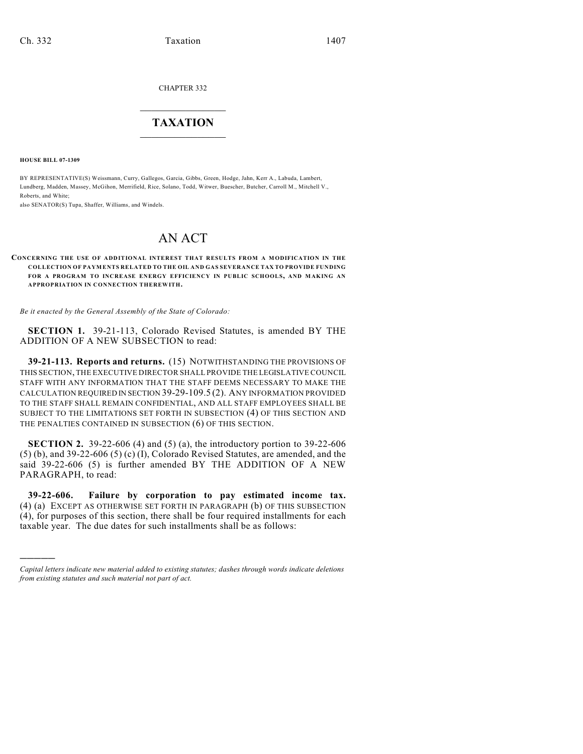CHAPTER 332

# TAXATION

**HOUSE BILL 07-1309**

BY REPRESENTATIVE(S) Weissmann, Curry, Gallegos, Garcia, Gibbs, Green, Hodge, Jahn, Kerr A., Labuda, Lambert, Lundberg, Madden, Massey, McGihon, Merrifield, Rice, Solano, Todd, Witwer, Buescher, Butcher, Carroll M., Mitchell V., Roberts, and White;
also SENATOR(S) Tupa, Shaffer, Williams, and Windels.

# AN ACT

**CONCERNING THE USE OF ADDITIONAL INTEREST THAT RESULTS FROM A MODIFICATION IN THE COLLECTION OF PAYMENTS RELATED TO THE OIL AND GAS SEVERANCE TAX TO PROVIDE FUNDING FOR A PROGRAM TO INCREASE ENERGY EFFICIENCY IN PUBLIC SCHOOLS, AND MAKING AN APPROPRIATION IN CONNECTION THEREWITH.**

*Be it enacted by the General Assembly of the State of Colorado:*

**SECTION 1.** 39-21-113, Colorado Revised Statutes, is amended BY THE ADDITION OF A NEW SUBSECTION to read:

**39-21-113. Reports and returns.** (15) NOTWITHSTANDING THE PROVISIONS OF THIS SECTION, THE EXECUTIVE DIRECTOR SHALL PROVIDE THE LEGISLATIVE COUNCIL STAFF WITH ANY INFORMATION THAT THE STAFF DEEMS NECESSARY TO MAKE THE CALCULATION REQUIRED IN SECTION 39-29-109.5 (2). ANY INFORMATION PROVIDED TO THE STAFF SHALL REMAIN CONFIDENTIAL, AND ALL STAFF EMPLOYEES SHALL BE SUBJECT TO THE LIMITATIONS SET FORTH IN SUBSECTION (4) OF THIS SECTION AND THE PENALTIES CONTAINED IN SUBSECTION (6) OF THIS SECTION.

**SECTION 2.** 39-22-606 (4) and (5) (a), the introductory portion to 39-22-606 (5) (b), and 39-22-606 (5) (c) (I), Colorado Revised Statutes, are amended, and the said 39-22-606 (5) is further amended BY THE ADDITION OF A NEW PARAGRAPH, to read:

**39-22-606. Failure by corporation to pay estimated income tax.** (4) (a) EXCEPT AS OTHERWISE SET FORTH IN PARAGRAPH (b) OF THIS SUBSECTION (4), for purposes of this section, there shall be four required installments for each taxable year. The due dates for such installments shall be as follows:

---

*Capital letters indicate new material added to existing statutes; dashes through words indicate deletions from existing statutes and such material not part of act.*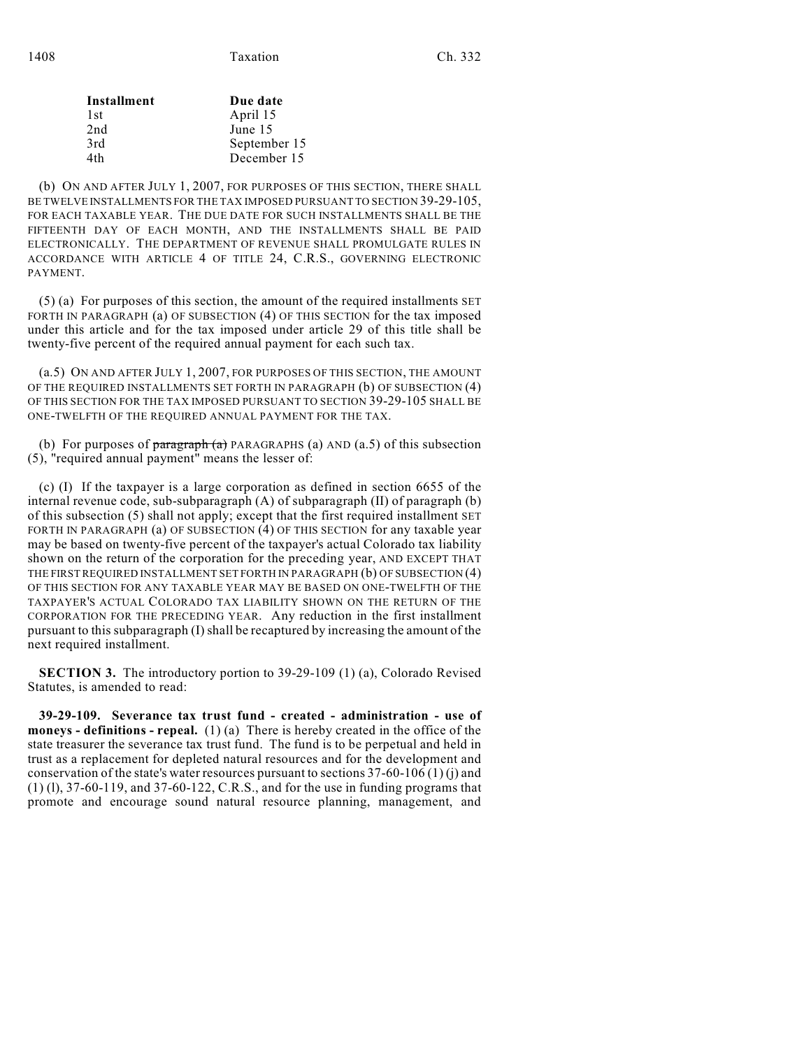| Installment | Due date |
| --- | --- |
| 1st | April 15 |
| 2nd | June 15 |
| 3rd | September 15 |
| 4th | December 15 |

(b) ON AND AFTER JULY 1, 2007, FOR PURPOSES OF THIS SECTION, THERE SHALL BE TWELVE INSTALLMENTS FOR THE TAX IMPOSED PURSUANT TO SECTION 39-29-105, FOR EACH TAXABLE YEAR. THE DUE DATE FOR SUCH INSTALLMENTS SHALL BE THE FIFTEENTH DAY OF EACH MONTH, AND THE INSTALLMENTS SHALL BE PAID ELECTRONICALLY. THE DEPARTMENT OF REVENUE SHALL PROMULGATE RULES IN ACCORDANCE WITH ARTICLE 4 OF TITLE 24, C.R.S., GOVERNING ELECTRONIC PAYMENT.

(5) (a) For purposes of this section, the amount of the required installments SET FORTH IN PARAGRAPH (a) OF SUBSECTION (4) OF THIS SECTION for the tax imposed under this article and for the tax imposed under article 29 of this title shall be twenty-five percent of the required annual payment for each such tax.

(a.5) ON AND AFTER JULY 1, 2007, FOR PURPOSES OF THIS SECTION, THE AMOUNT OF THE REQUIRED INSTALLMENTS SET FORTH IN PARAGRAPH (b) OF SUBSECTION (4) OF THIS SECTION FOR THE TAX IMPOSED PURSUANT TO SECTION 39-29-105 SHALL BE ONE-TWELFTH OF THE REQUIRED ANNUAL PAYMENT FOR THE TAX.

(b) For purposes of ~~paragraph (a)~~ PARAGRAPHS (a) AND (a.5) of this subsection (5), "required annual payment" means the lesser of:

(c) (I) If the taxpayer is a large corporation as defined in section 6655 of the internal revenue code, sub-subparagraph (A) of subparagraph (II) of paragraph (b) of this subsection (5) shall not apply; except that the first required installment SET FORTH IN PARAGRAPH (a) OF SUBSECTION (4) OF THIS SECTION for any taxable year may be based on twenty-five percent of the taxpayer's actual Colorado tax liability shown on the return of the corporation for the preceding year, AND EXCEPT THAT THE FIRST REQUIRED INSTALLMENT SET FORTH IN PARAGRAPH (b) OF SUBSECTION (4) OF THIS SECTION FOR ANY TAXABLE YEAR MAY BE BASED ON ONE-TWELFTH OF THE TAXPAYER'S ACTUAL COLORADO TAX LIABILITY SHOWN ON THE RETURN OF THE CORPORATION FOR THE PRECEDING YEAR. Any reduction in the first installment pursuant to this subparagraph (I) shall be recaptured by increasing the amount of the next required installment.

**SECTION 3.** The introductory portion to 39-29-109 (1) (a), Colorado Revised Statutes, is amended to read:

**39-29-109. Severance tax trust fund - created - administration - use of moneys - definitions - repeal.** (1) (a) There is hereby created in the office of the state treasurer the severance tax trust fund. The fund is to be perpetual and held in trust as a replacement for depleted natural resources and for the development and conservation of the state's water resources pursuant to sections 37-60-106 (1) (j) and (1) (l), 37-60-119, and 37-60-122, C.R.S., and for the use in funding programs that promote and encourage sound natural resource planning, management, and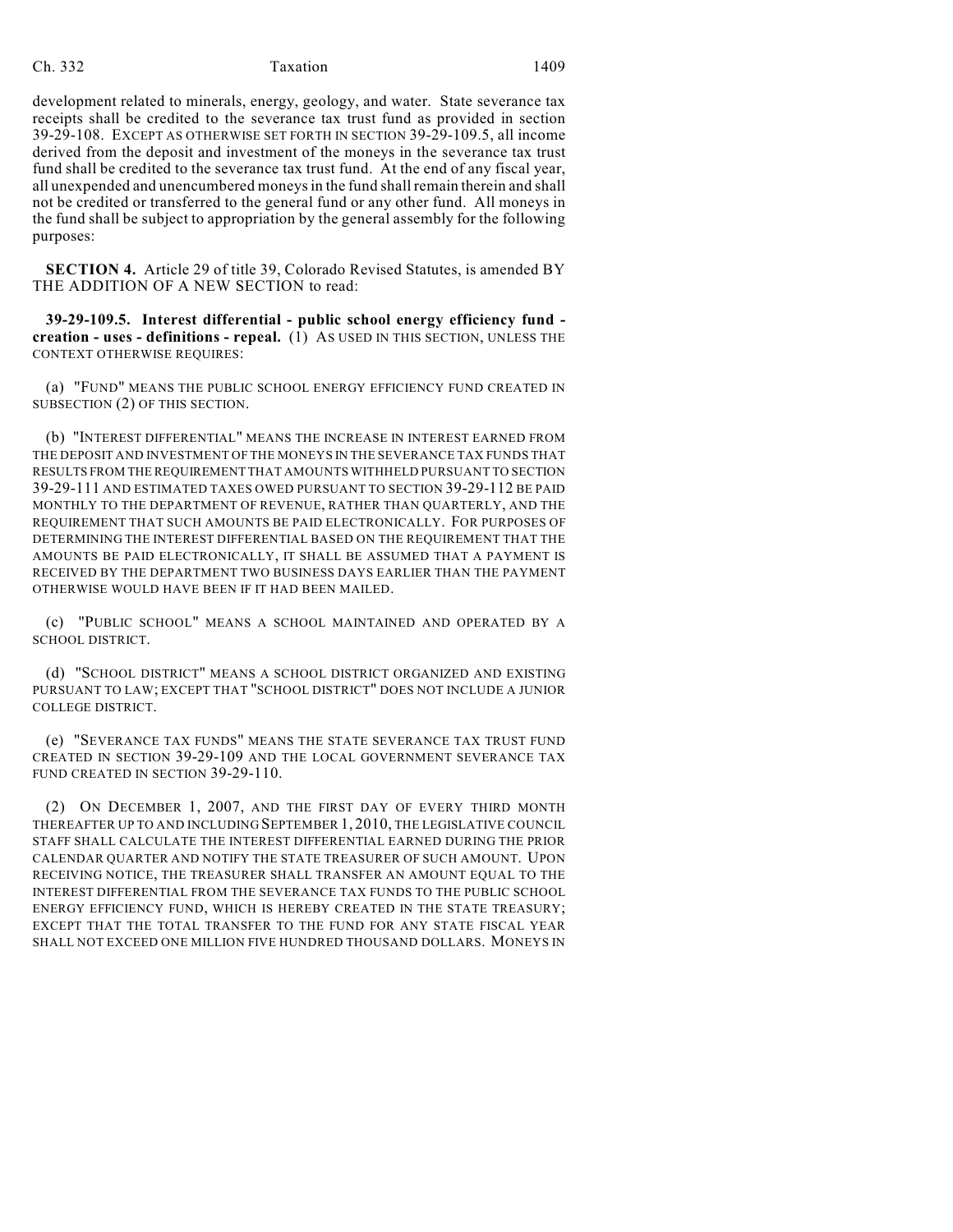development related to minerals, energy, geology, and water. State severance tax receipts shall be credited to the severance tax trust fund as provided in section 39-29-108. EXCEPT AS OTHERWISE SET FORTH IN SECTION 39-29-109.5, all income derived from the deposit and investment of the moneys in the severance tax trust fund shall be credited to the severance tax trust fund. At the end of any fiscal year, all unexpended and unencumbered moneys in the fund shall remain therein and shall not be credited or transferred to the general fund or any other fund. All moneys in the fund shall be subject to appropriation by the general assembly for the following purposes:

**SECTION 4.** Article 29 of title 39, Colorado Revised Statutes, is amended BY THE ADDITION OF A NEW SECTION to read:

**39-29-109.5. Interest differential - public school energy efficiency fund - creation - uses - definitions - repeal.** (1) AS USED IN THIS SECTION, UNLESS THE CONTEXT OTHERWISE REQUIRES:

(a) "FUND" MEANS THE PUBLIC SCHOOL ENERGY EFFICIENCY FUND CREATED IN SUBSECTION (2) OF THIS SECTION.

(b) "INTEREST DIFFERENTIAL" MEANS THE INCREASE IN INTEREST EARNED FROM THE DEPOSIT AND INVESTMENT OF THE MONEYS IN THE SEVERANCE TAX FUNDS THAT RESULTS FROM THE REQUIREMENT THAT AMOUNTS WITHHELD PURSUANT TO SECTION 39-29-111 AND ESTIMATED TAXES OWED PURSUANT TO SECTION 39-29-112 BE PAID MONTHLY TO THE DEPARTMENT OF REVENUE, RATHER THAN QUARTERLY, AND THE REQUIREMENT THAT SUCH AMOUNTS BE PAID ELECTRONICALLY. FOR PURPOSES OF DETERMINING THE INTEREST DIFFERENTIAL BASED ON THE REQUIREMENT THAT THE AMOUNTS BE PAID ELECTRONICALLY, IT SHALL BE ASSUMED THAT A PAYMENT IS RECEIVED BY THE DEPARTMENT TWO BUSINESS DAYS EARLIER THAN THE PAYMENT OTHERWISE WOULD HAVE BEEN IF IT HAD BEEN MAILED.

(c) "PUBLIC SCHOOL" MEANS A SCHOOL MAINTAINED AND OPERATED BY A SCHOOL DISTRICT.

(d) "SCHOOL DISTRICT" MEANS A SCHOOL DISTRICT ORGANIZED AND EXISTING PURSUANT TO LAW; EXCEPT THAT "SCHOOL DISTRICT" DOES NOT INCLUDE A JUNIOR COLLEGE DISTRICT.

(e) "SEVERANCE TAX FUNDS" MEANS THE STATE SEVERANCE TAX TRUST FUND CREATED IN SECTION 39-29-109 AND THE LOCAL GOVERNMENT SEVERANCE TAX FUND CREATED IN SECTION 39-29-110.

(2) ON DECEMBER 1, 2007, AND THE FIRST DAY OF EVERY THIRD MONTH THEREAFTER UP TO AND INCLUDING SEPTEMBER 1, 2010, THE LEGISLATIVE COUNCIL STAFF SHALL CALCULATE THE INTEREST DIFFERENTIAL EARNED DURING THE PRIOR CALENDAR QUARTER AND NOTIFY THE STATE TREASURER OF SUCH AMOUNT. UPON RECEIVING NOTICE, THE TREASURER SHALL TRANSFER AN AMOUNT EQUAL TO THE INTEREST DIFFERENTIAL FROM THE SEVERANCE TAX FUNDS TO THE PUBLIC SCHOOL ENERGY EFFICIENCY FUND, WHICH IS HEREBY CREATED IN THE STATE TREASURY; EXCEPT THAT THE TOTAL TRANSFER TO THE FUND FOR ANY STATE FISCAL YEAR SHALL NOT EXCEED ONE MILLION FIVE HUNDRED THOUSAND DOLLARS. MONEYS IN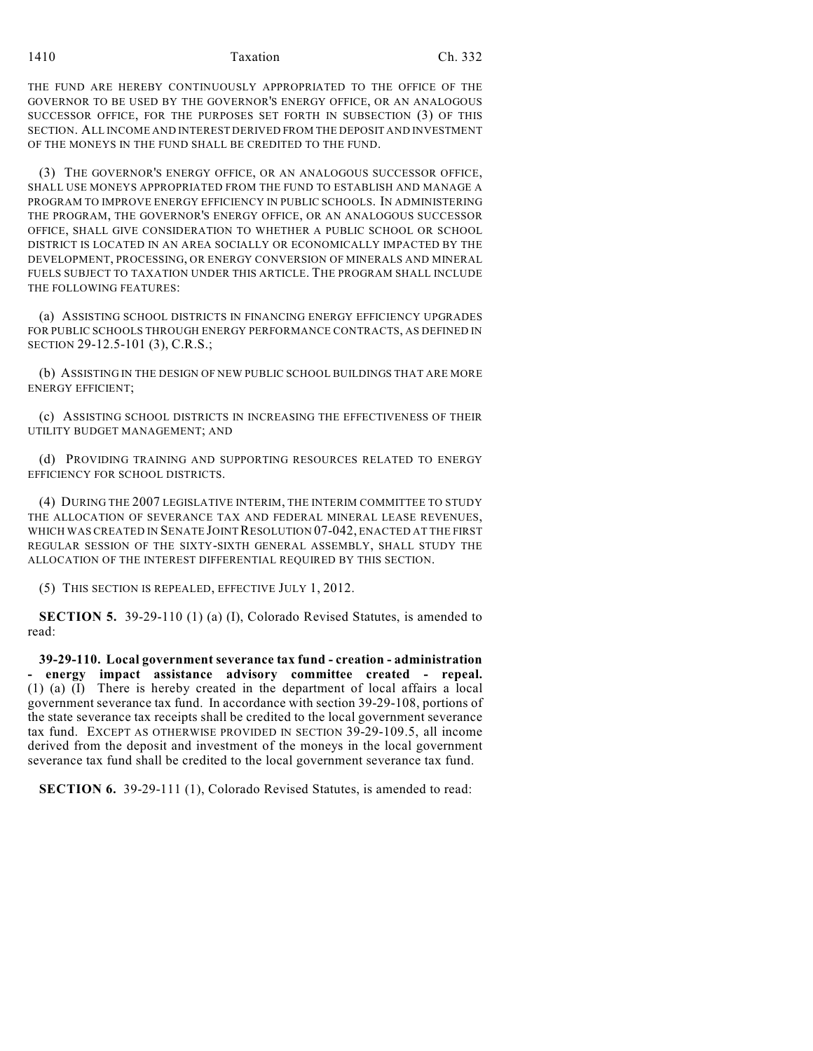THE FUND ARE HEREBY CONTINUOUSLY APPROPRIATED TO THE OFFICE OF THE GOVERNOR TO BE USED BY THE GOVERNOR'S ENERGY OFFICE, OR AN ANALOGOUS SUCCESSOR OFFICE, FOR THE PURPOSES SET FORTH IN SUBSECTION (3) OF THIS SECTION. ALL INCOME AND INTEREST DERIVED FROM THE DEPOSIT AND INVESTMENT OF THE MONEYS IN THE FUND SHALL BE CREDITED TO THE FUND.

(3) THE GOVERNOR'S ENERGY OFFICE, OR AN ANALOGOUS SUCCESSOR OFFICE, SHALL USE MONEYS APPROPRIATED FROM THE FUND TO ESTABLISH AND MANAGE A PROGRAM TO IMPROVE ENERGY EFFICIENCY IN PUBLIC SCHOOLS. IN ADMINISTERING THE PROGRAM, THE GOVERNOR'S ENERGY OFFICE, OR AN ANALOGOUS SUCCESSOR OFFICE, SHALL GIVE CONSIDERATION TO WHETHER A PUBLIC SCHOOL OR SCHOOL DISTRICT IS LOCATED IN AN AREA SOCIALLY OR ECONOMICALLY IMPACTED BY THE DEVELOPMENT, PROCESSING, OR ENERGY CONVERSION OF MINERALS AND MINERAL FUELS SUBJECT TO TAXATION UNDER THIS ARTICLE. THE PROGRAM SHALL INCLUDE THE FOLLOWING FEATURES:

(a) ASSISTING SCHOOL DISTRICTS IN FINANCING ENERGY EFFICIENCY UPGRADES FOR PUBLIC SCHOOLS THROUGH ENERGY PERFORMANCE CONTRACTS, AS DEFINED IN SECTION 29-12.5-101 (3), C.R.S.;

(b) ASSISTING IN THE DESIGN OF NEW PUBLIC SCHOOL BUILDINGS THAT ARE MORE ENERGY EFFICIENT;

(c) ASSISTING SCHOOL DISTRICTS IN INCREASING THE EFFECTIVENESS OF THEIR UTILITY BUDGET MANAGEMENT; AND

(d) PROVIDING TRAINING AND SUPPORTING RESOURCES RELATED TO ENERGY EFFICIENCY FOR SCHOOL DISTRICTS.

(4) DURING THE 2007 LEGISLATIVE INTERIM, THE INTERIM COMMITTEE TO STUDY THE ALLOCATION OF SEVERANCE TAX AND FEDERAL MINERAL LEASE REVENUES, WHICH WAS CREATED IN SENATE JOINT RESOLUTION 07-042, ENACTED AT THE FIRST REGULAR SESSION OF THE SIXTY-SIXTH GENERAL ASSEMBLY, SHALL STUDY THE ALLOCATION OF THE INTEREST DIFFERENTIAL REQUIRED BY THIS SECTION.

(5) THIS SECTION IS REPEALED, EFFECTIVE JULY 1, 2012.

**SECTION 5.** 39-29-110 (1) (a) (I), Colorado Revised Statutes, is amended to read:

**39-29-110. Local government severance tax fund - creation - administration - energy impact assistance advisory committee created - repeal.** (1) (a) (I) There is hereby created in the department of local affairs a local government severance tax fund. In accordance with section 39-29-108, portions of the state severance tax receipts shall be credited to the local government severance tax fund. EXCEPT AS OTHERWISE PROVIDED IN SECTION 39-29-109.5, all income derived from the deposit and investment of the moneys in the local government severance tax fund shall be credited to the local government severance tax fund.

**SECTION 6.** 39-29-111 (1), Colorado Revised Statutes, is amended to read: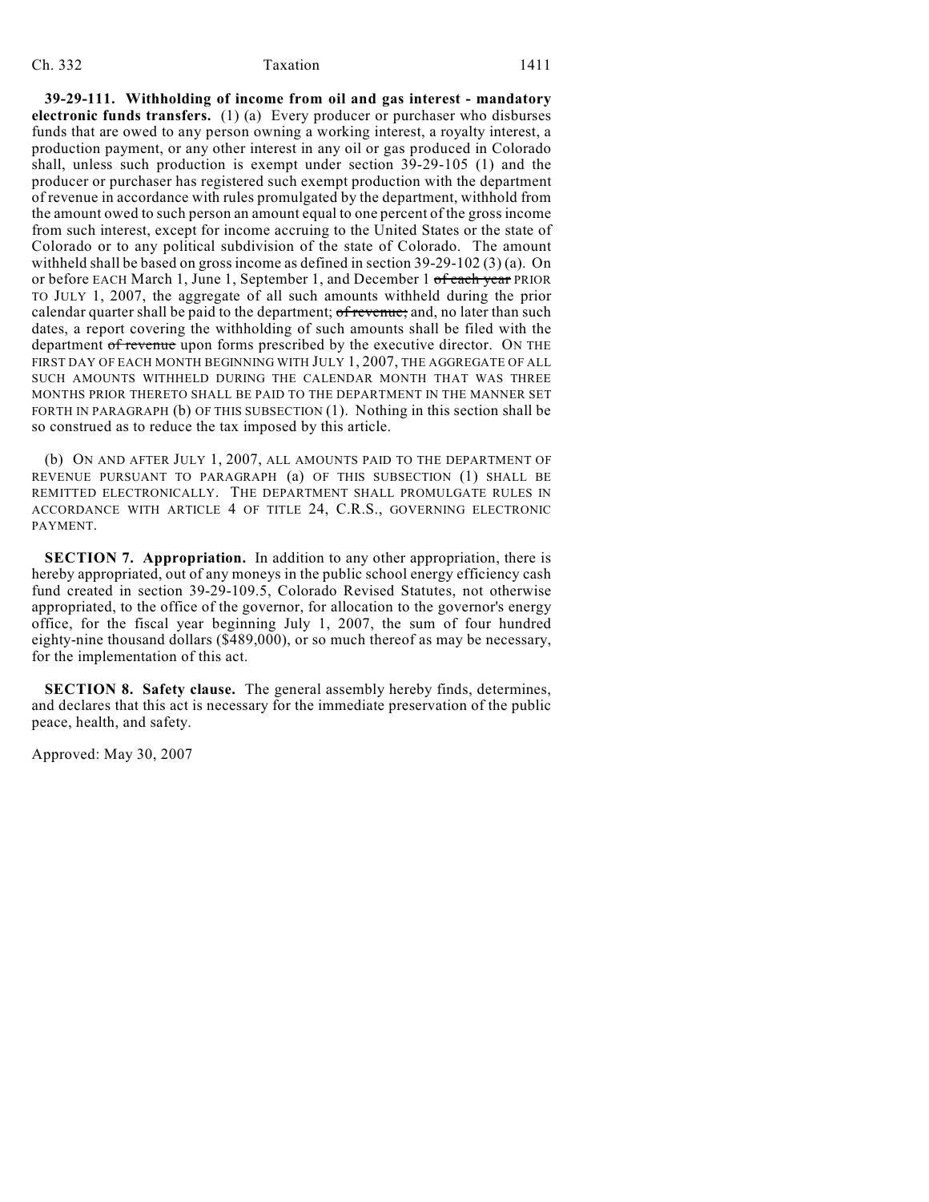**39-29-111. Withholding of income from oil and gas interest - mandatory electronic funds transfers.** (1) (a) Every producer or purchaser who disburses funds that are owed to any person owning a working interest, a royalty interest, a production payment, or any other interest in any oil or gas produced in Colorado shall, unless such production is exempt under section 39-29-105 (1) and the producer or purchaser has registered such exempt production with the department of revenue in accordance with rules promulgated by the department, withhold from the amount owed to such person an amount equal to one percent of the gross income from such interest, except for income accruing to the United States or the state of Colorado or to any political subdivision of the state of Colorado. The amount withheld shall be based on gross income as defined in section 39-29-102 (3) (a). On or before EACH March 1, June 1, September 1, and December 1 ~~of each year~~ PRIOR TO JULY 1, 2007, the aggregate of all such amounts withheld during the prior calendar quarter shall be paid to the department; ~~of revenue;~~ and, no later than such dates, a report covering the withholding of such amounts shall be filed with the department ~~of revenue~~ upon forms prescribed by the executive director. ON THE FIRST DAY OF EACH MONTH BEGINNING WITH JULY 1, 2007, THE AGGREGATE OF ALL SUCH AMOUNTS WITHHELD DURING THE CALENDAR MONTH THAT WAS THREE MONTHS PRIOR THERETO SHALL BE PAID TO THE DEPARTMENT IN THE MANNER SET FORTH IN PARAGRAPH (b) OF THIS SUBSECTION (1). Nothing in this section shall be so construed as to reduce the tax imposed by this article.

(b) ON AND AFTER JULY 1, 2007, ALL AMOUNTS PAID TO THE DEPARTMENT OF REVENUE PURSUANT TO PARAGRAPH (a) OF THIS SUBSECTION (1) SHALL BE REMITTED ELECTRONICALLY. THE DEPARTMENT SHALL PROMULGATE RULES IN ACCORDANCE WITH ARTICLE 4 OF TITLE 24, C.R.S., GOVERNING ELECTRONIC PAYMENT.

**SECTION 7. Appropriation.** In addition to any other appropriation, there is hereby appropriated, out of any moneys in the public school energy efficiency cash fund created in section 39-29-109.5, Colorado Revised Statutes, not otherwise appropriated, to the office of the governor, for allocation to the governor's energy office, for the fiscal year beginning July 1, 2007, the sum of four hundred eighty-nine thousand dollars ($489,000), or so much thereof as may be necessary, for the implementation of this act.

**SECTION 8. Safety clause.** The general assembly hereby finds, determines, and declares that this act is necessary for the immediate preservation of the public peace, health, and safety.

Approved: May 30, 2007